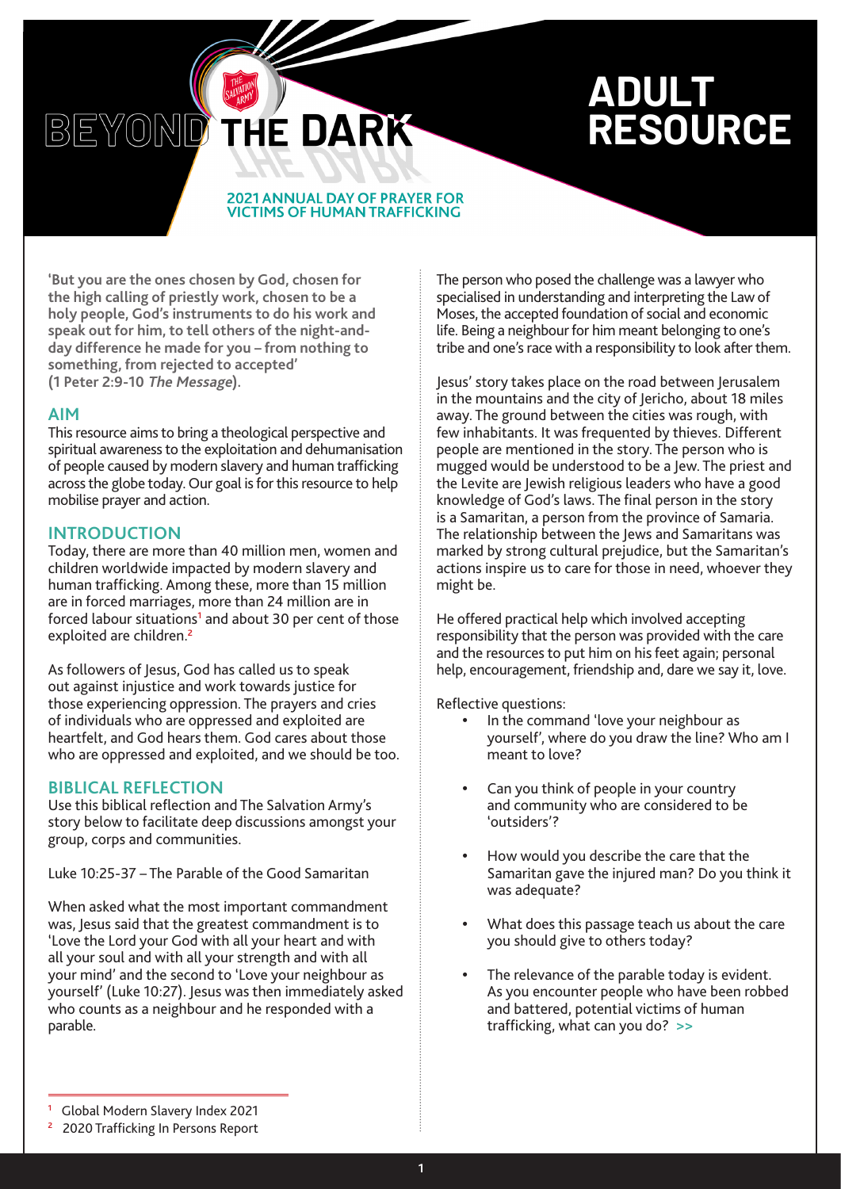# BEYOND THE DARK

# ADULT RESOURCE

**2021 ANNUAL DAY OF PRAYER FOR VICTIMS OF HUMAN TRAFFICKING**

**'But you are the ones chosen by God, chosen for the high calling of priestly work, chosen to be a holy people, God's instruments to do his work and speak out for him, to tell others of the night-and-day difference he made for you – from nothing to something, from rejected to accepted' (1 Peter 2:9-10 *The Message*).**

## AIM

This resource aims to bring a theological perspective and spiritual awareness to the exploitation and dehumanisation of people caused by modern slavery and human trafficking across the globe today. Our goal is for this resource to help mobilise prayer and action.

## INTRODUCTION

Today, there are more than 40 million men, women and children worldwide impacted by modern slavery and human trafficking. Among these, more than 15 million are in forced marriages, more than 24 million are in forced labour situations[1] and about 30 per cent of those exploited are children.[2]

As followers of Jesus, God has called us to speak out against injustice and work towards justice for those experiencing oppression. The prayers and cries of individuals who are oppressed and exploited are heartfelt, and God hears them. God cares about those who are oppressed and exploited, and we should be too.

## BIBLICAL REFLECTION

Use this biblical reflection and The Salvation Army's story below to facilitate deep discussions amongst your group, corps and communities.

Luke 10:25-37 – The Parable of the Good Samaritan

When asked what the most important commandment was, Jesus said that the greatest commandment is to 'Love the Lord your God with all your heart and with all your soul and with all your strength and with all your mind' and the second to 'Love your neighbour as yourself' (Luke 10:27). Jesus was then immediately asked who counts as a neighbour and he responded with a parable.

The person who posed the challenge was a lawyer who specialised in understanding and interpreting the Law of Moses, the accepted foundation of social and economic life. Being a neighbour for him meant belonging to one's tribe and one's race with a responsibility to look after them.

Jesus' story takes place on the road between Jerusalem in the mountains and the city of Jericho, about 18 miles away. The ground between the cities was rough, with few inhabitants. It was frequented by thieves. Different people are mentioned in the story. The person who is mugged would be understood to be a Jew. The priest and the Levite are Jewish religious leaders who have a good knowledge of God's laws. The final person in the story is a Samaritan, a person from the province of Samaria. The relationship between the Jews and Samaritans was marked by strong cultural prejudice, but the Samaritan's actions inspire us to care for those in need, whoever they might be.

He offered practical help which involved accepting responsibility that the person was provided with the care and the resources to put him on his feet again; personal help, encouragement, friendship and, dare we say it, love.

Reflective questions:

- In the command 'love your neighbour as yourself', where do you draw the line? Who am I meant to love?
- Can you think of people in your country and community who are considered to be 'outsiders'?
- How would you describe the care that the Samaritan gave the injured man? Do you think it was adequate?
- What does this passage teach us about the care you should give to others today?
- The relevance of the parable today is evident. As you encounter people who have been robbed and battered, potential victims of human trafficking, what can you do? >>

---

[1] Global Modern Slavery Index 2021

[2] 2020 Trafficking In Persons Report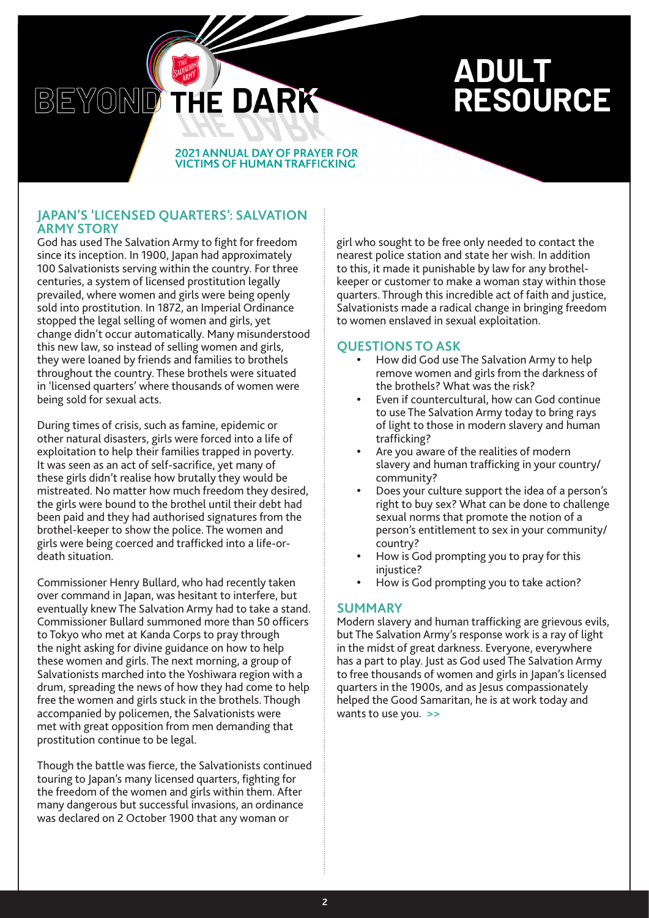# BEYOND THE DARK

# ADULT RESOURCE

**2021 ANNUAL DAY OF PRAYER FOR VICTIMS OF HUMAN TRAFFICKING**

## JAPAN'S 'LICENSED QUARTERS': SALVATION ARMY STORY

God has used The Salvation Army to fight for freedom since its inception. In 1900, Japan had approximately 100 Salvationists serving within the country. For three centuries, a system of licensed prostitution legally prevailed, where women and girls were being openly sold into prostitution. In 1872, an Imperial Ordinance stopped the legal selling of women and girls, yet change didn't occur automatically. Many misunderstood this new law, so instead of selling women and girls, they were loaned by friends and families to brothels throughout the country. These brothels were situated in 'licensed quarters' where thousands of women were being sold for sexual acts.

During times of crisis, such as famine, epidemic or other natural disasters, girls were forced into a life of exploitation to help their families trapped in poverty. It was seen as an act of self-sacrifice, yet many of these girls didn't realise how brutally they would be mistreated. No matter how much freedom they desired, the girls were bound to the brothel until their debt had been paid and they had authorised signatures from the brothel-keeper to show the police. The women and girls were being coerced and trafficked into a life-or-death situation.

Commissioner Henry Bullard, who had recently taken over command in Japan, was hesitant to interfere, but eventually knew The Salvation Army had to take a stand. Commissioner Bullard summoned more than 50 officers to Tokyo who met at Kanda Corps to pray through the night asking for divine guidance on how to help these women and girls. The next morning, a group of Salvationists marched into the Yoshiwara region with a drum, spreading the news of how they had come to help free the women and girls stuck in the brothels. Though accompanied by policemen, the Salvationists were met with great opposition from men demanding that prostitution continue to be legal.

Though the battle was fierce, the Salvationists continued touring to Japan's many licensed quarters, fighting for the freedom of the women and girls within them. After many dangerous but successful invasions, an ordinance was declared on 2 October 1900 that any woman or girl who sought to be free only needed to contact the nearest police station and state her wish. In addition to this, it made it punishable by law for any brothel-keeper or customer to make a woman stay within those quarters. Through this incredible act of faith and justice, Salvationists made a radical change in bringing freedom to women enslaved in sexual exploitation.

## QUESTIONS TO ASK

- How did God use The Salvation Army to help remove women and girls from the darkness of the brothels? What was the risk?
- Even if countercultural, how can God continue to use The Salvation Army today to bring rays of light to those in modern slavery and human trafficking?
- Are you aware of the realities of modern slavery and human trafficking in your country/community?
- Does your culture support the idea of a person's right to buy sex? What can be done to challenge sexual norms that promote the notion of a person's entitlement to sex in your community/country?
- How is God prompting you to pray for this injustice?
- How is God prompting you to take action?

## SUMMARY

Modern slavery and human trafficking are grievous evils, but The Salvation Army's response work is a ray of light in the midst of great darkness. Everyone, everywhere has a part to play. Just as God used The Salvation Army to free thousands of women and girls in Japan's licensed quarters in the 1900s, and as Jesus compassionately helped the Good Samaritan, he is at work today and wants to use you. >>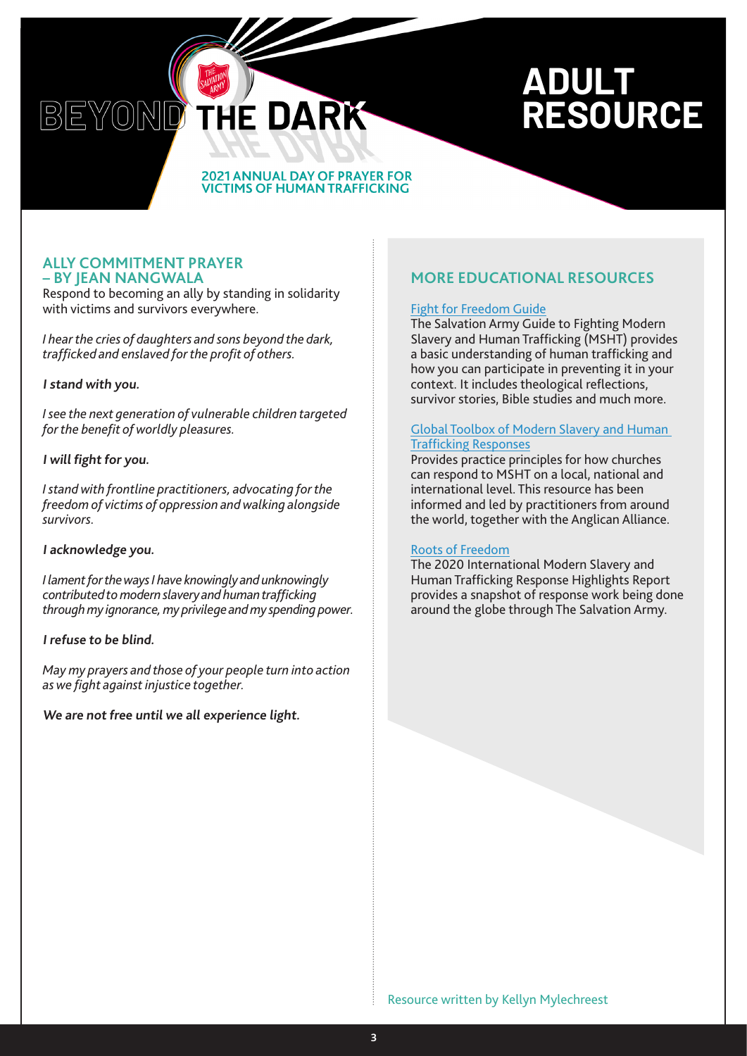BEYOND THE DARK

2021 ANNUAL DAY OF PRAYER FOR VICTIMS OF HUMAN TRAFFICKING

# ADULT RESOURCE

## ALLY COMMITMENT PRAYER – BY JEAN NANGWALA

Respond to becoming an ally by standing in solidarity with victims and survivors everywhere.

*I hear the cries of daughters and sons beyond the dark, trafficked and enslaved for the profit of others.*

***I stand with you.***

*I see the next generation of vulnerable children targeted for the benefit of worldly pleasures.*

***I will fight for you.***

*I stand with frontline practitioners, advocating for the freedom of victims of oppression and walking alongside survivors.*

***I acknowledge you.***

*I lament for the ways I have knowingly and unknowingly contributed to modern slavery and human trafficking through my ignorance, my privilege and my spending power.*

***I refuse to be blind.***

*May my prayers and those of your people turn into action as we fight against injustice together.*

***We are not free until we all experience light.***

## MORE EDUCATIONAL RESOURCES

Fight for Freedom Guide

The Salvation Army Guide to Fighting Modern Slavery and Human Trafficking (MSHT) provides a basic understanding of human trafficking and how you can participate in preventing it in your context. It includes theological reflections, survivor stories, Bible studies and much more.

Global Toolbox of Modern Slavery and Human Trafficking Responses

Provides practice principles for how churches can respond to MSHT on a local, national and international level. This resource has been informed and led by practitioners from around the world, together with the Anglican Alliance.

Roots of Freedom

The 2020 International Modern Slavery and Human Trafficking Response Highlights Report provides a snapshot of response work being done around the globe through The Salvation Army.

Resource written by Kellyn Mylechreest